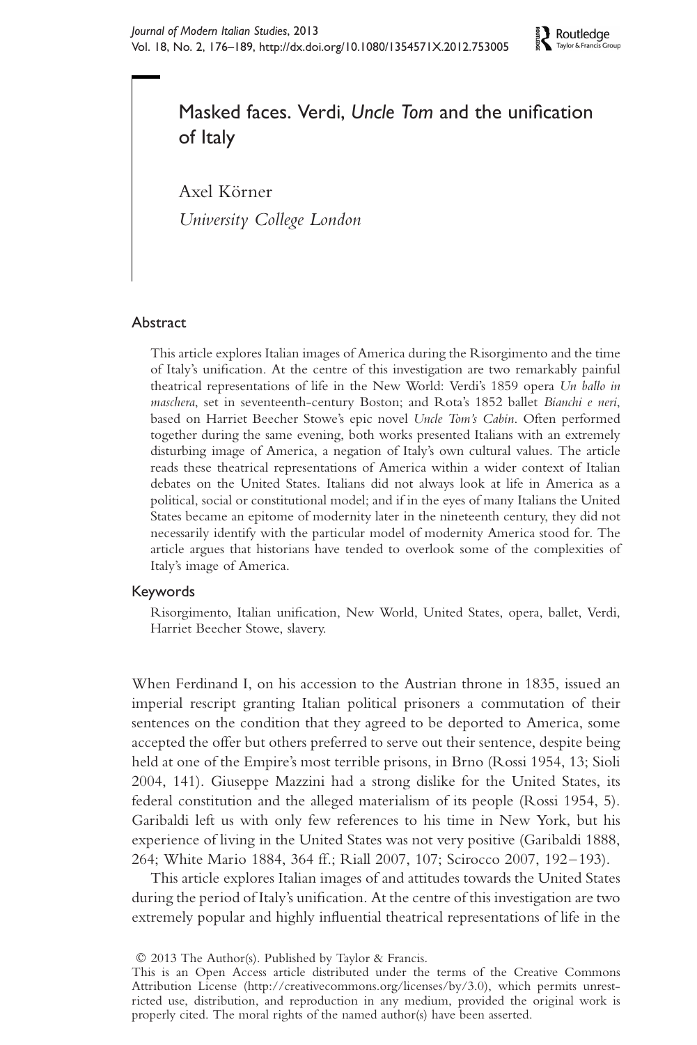# Masked faces. Verdi, *Uncle Tom* and the unification of Italy

Axel Körner

*University College London*

## Abstract

This article explores Italian images of America during the Risorgimento and the time of Italy's unification. At the centre of this investigation are two remarkably painful theatrical representations of life in the New World: Verdi's 1859 opera *Un ballo in maschera*, set in seventeenth-century Boston; and Rota's 1852 ballet *Bianchi e neri*, based on Harriet Beecher Stowe's epic novel *Uncle Tom's Cabin*. Often performed together during the same evening, both works presented Italians with an extremely disturbing image of America, a negation of Italy's own cultural values. The article reads these theatrical representations of America within a wider context of Italian debates on the United States. Italians did not always look at life in America as a political, social or constitutional model; and if in the eyes of many Italians the United States became an epitome of modernity later in the nineteenth century, they did not necessarily identify with the particular model of modernity America stood for. The article argues that historians have tended to overlook some of the complexities of Italy's image of America.

## Keywords

Risorgimento, Italian unification, New World, United States, opera, ballet, Verdi, Harriet Beecher Stowe, slavery.

When Ferdinand I, on his accession to the Austrian throne in 1835, issued an imperial rescript granting Italian political prisoners a commutation of their sentences on the condition that they agreed to be deported to America, some accepted the offer but others preferred to serve out their sentence, despite being held at one of the Empire's most terrible prisons, in Brno (Rossi 1954, 13; Sioli 2004, 141). Giuseppe Mazzini had a strong dislike for the United States, its federal constitution and the alleged materialism of its people (Rossi 1954, 5). Garibaldi left us with only few references to his time in New York, but his experience of living in the United States was not very positive (Garibaldi 1888, 264; White Mario 1884, 364 ff.; Riall 2007, 107; Scirocco 2007, 192–193).

This article explores Italian images of and attitudes towards the United States during the period of Italy's unification. At the centre of this investigation are two extremely popular and highly influential theatrical representations of life in the

© 2013 The Author(s). Published by Taylor & Francis.
This is an Open Access article distributed under the terms of the Creative Commons Attribution License (http://creativecommons.org/licenses/by/3.0), which permits unrestricted use, distribution, and reproduction in any medium, provided the original work is properly cited. The moral rights of the named author(s) have been asserted.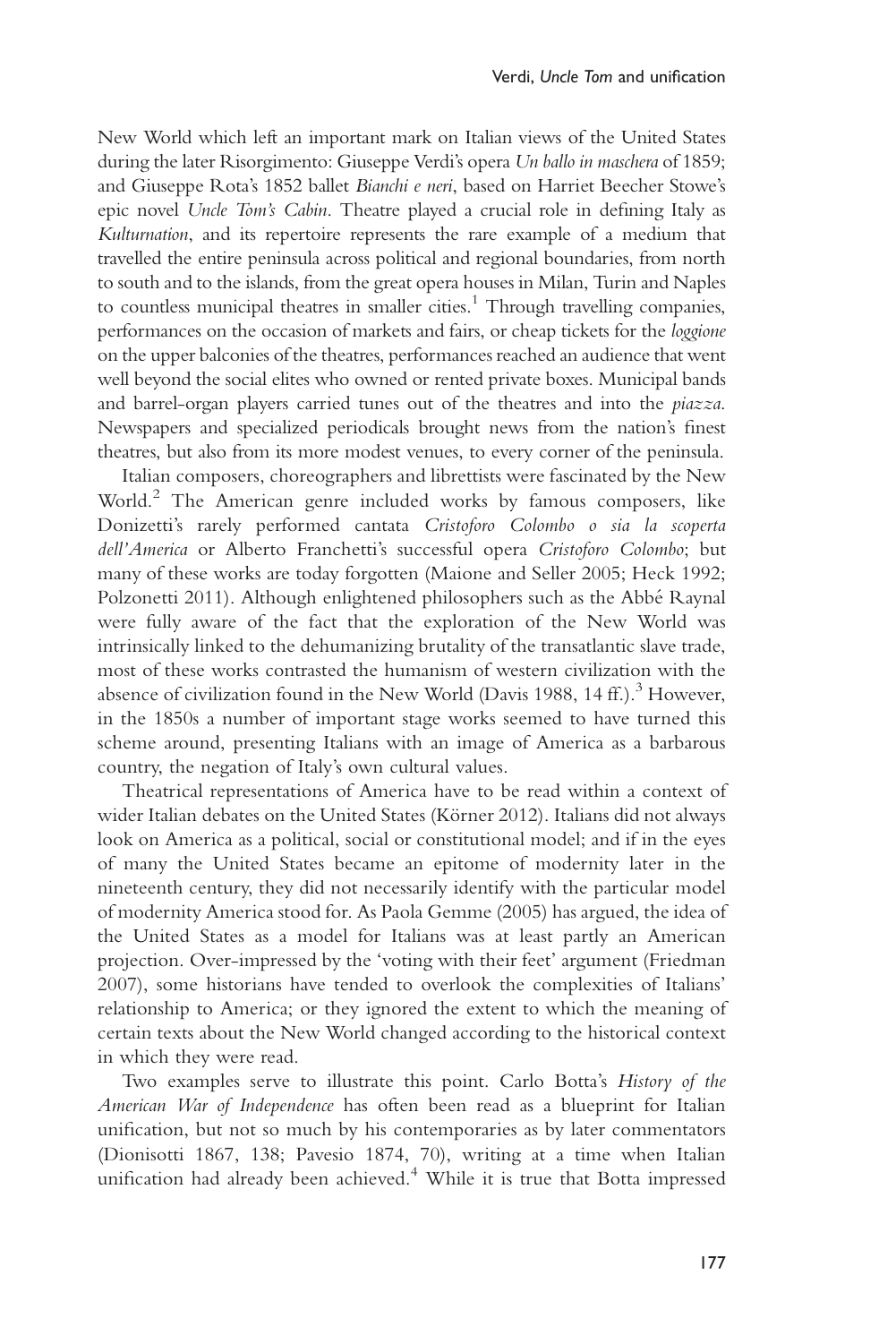New World which left an important mark on Italian views of the United States during the later Risorgimento: Giuseppe Verdi's opera *Un ballo in maschera* of 1859; and Giuseppe Rota's 1852 ballet *Bianchi e neri*, based on Harriet Beecher Stowe's epic novel *Uncle Tom's Cabin*. Theatre played a crucial role in defining Italy as *Kulturnation*, and its repertoire represents the rare example of a medium that travelled the entire peninsula across political and regional boundaries, from north to south and to the islands, from the great opera houses in Milan, Turin and Naples to countless municipal theatres in smaller cities.[1] Through travelling companies, performances on the occasion of markets and fairs, or cheap tickets for the *loggione* on the upper balconies of the theatres, performances reached an audience that went well beyond the social elites who owned or rented private boxes. Municipal bands and barrel-organ players carried tunes out of the theatres and into the *piazza*. Newspapers and specialized periodicals brought news from the nation's finest theatres, but also from its more modest venues, to every corner of the peninsula.

Italian composers, choreographers and librettists were fascinated by the New World.[2] The American genre included works by famous composers, like Donizetti's rarely performed cantata *Cristoforo Colombo o sia la scoperta dell'America* or Alberto Franchetti's successful opera *Cristoforo Colombo*; but many of these works are today forgotten (Maione and Seller 2005; Heck 1992; Polzonetti 2011). Although enlightened philosophers such as the Abbé Raynal were fully aware of the fact that the exploration of the New World was intrinsically linked to the dehumanizing brutality of the transatlantic slave trade, most of these works contrasted the humanism of western civilization with the absence of civilization found in the New World (Davis 1988, 14 ff.).[3] However, in the 1850s a number of important stage works seemed to have turned this scheme around, presenting Italians with an image of America as a barbarous country, the negation of Italy's own cultural values.

Theatrical representations of America have to be read within a context of wider Italian debates on the United States (Körner 2012). Italians did not always look on America as a political, social or constitutional model; and if in the eyes of many the United States became an epitome of modernity later in the nineteenth century, they did not necessarily identify with the particular model of modernity America stood for. As Paola Gemme (2005) has argued, the idea of the United States as a model for Italians was at least partly an American projection. Over-impressed by the 'voting with their feet' argument (Friedman 2007), some historians have tended to overlook the complexities of Italians' relationship to America; or they ignored the extent to which the meaning of certain texts about the New World changed according to the historical context in which they were read.

Two examples serve to illustrate this point. Carlo Botta's *History of the American War of Independence* has often been read as a blueprint for Italian unification, but not so much by his contemporaries as by later commentators (Dionisotti 1867, 138; Pavesio 1874, 70), writing at a time when Italian unification had already been achieved.[4] While it is true that Botta impressed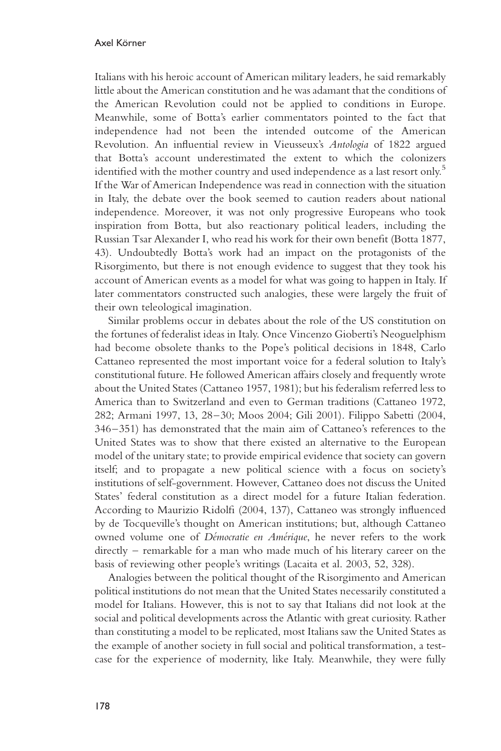Italians with his heroic account of American military leaders, he said remarkably little about the American constitution and he was adamant that the conditions of the American Revolution could not be applied to conditions in Europe. Meanwhile, some of Botta's earlier commentators pointed to the fact that independence had not been the intended outcome of the American Revolution. An influential review in Vieusseux's *Antologia* of 1822 argued that Botta's account underestimated the extent to which the colonizers identified with the mother country and used independence as a last resort only.[5] If the War of American Independence was read in connection with the situation in Italy, the debate over the book seemed to caution readers about national independence. Moreover, it was not only progressive Europeans who took inspiration from Botta, but also reactionary political leaders, including the Russian Tsar Alexander I, who read his work for their own benefit (Botta 1877, 43). Undoubtedly Botta's work had an impact on the protagonists of the Risorgimento, but there is not enough evidence to suggest that they took his account of American events as a model for what was going to happen in Italy. If later commentators constructed such analogies, these were largely the fruit of their own teleological imagination.

Similar problems occur in debates about the role of the US constitution on the fortunes of federalist ideas in Italy. Once Vincenzo Gioberti's Neoguelphism had become obsolete thanks to the Pope's political decisions in 1848, Carlo Cattaneo represented the most important voice for a federal solution to Italy's constitutional future. He followed American affairs closely and frequently wrote about the United States (Cattaneo 1957, 1981); but his federalism referred less to America than to Switzerland and even to German traditions (Cattaneo 1972, 282; Armani 1997, 13, 28–30; Moos 2004; Gili 2001). Filippo Sabetti (2004, 346–351) has demonstrated that the main aim of Cattaneo's references to the United States was to show that there existed an alternative to the European model of the unitary state; to provide empirical evidence that society can govern itself; and to propagate a new political science with a focus on society's institutions of self-government. However, Cattaneo does not discuss the United States' federal constitution as a direct model for a future Italian federation. According to Maurizio Ridolfi (2004, 137), Cattaneo was strongly influenced by de Tocqueville's thought on American institutions; but, although Cattaneo owned volume one of *Démocratie en Amérique*, he never refers to the work directly – remarkable for a man who made much of his literary career on the basis of reviewing other people's writings (Lacaita et al. 2003, 52, 328).

Analogies between the political thought of the Risorgimento and American political institutions do not mean that the United States necessarily constituted a model for Italians. However, this is not to say that Italians did not look at the social and political developments across the Atlantic with great curiosity. Rather than constituting a model to be replicated, most Italians saw the United States as the example of another society in full social and political transformation, a test-case for the experience of modernity, like Italy. Meanwhile, they were fully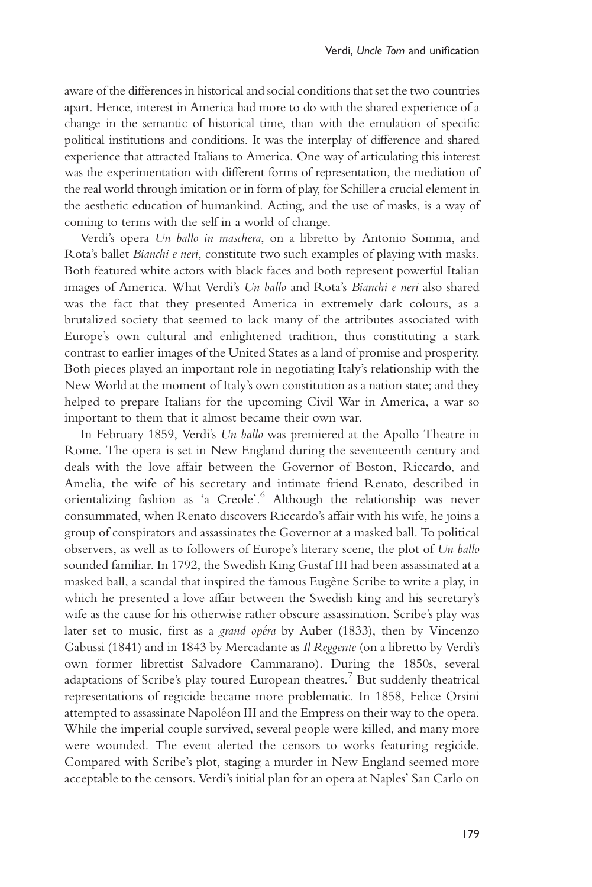aware of the differences in historical and social conditions that set the two countries apart. Hence, interest in America had more to do with the shared experience of a change in the semantic of historical time, than with the emulation of specific political institutions and conditions. It was the interplay of difference and shared experience that attracted Italians to America. One way of articulating this interest was the experimentation with different forms of representation, the mediation of the real world through imitation or in form of play, for Schiller a crucial element in the aesthetic education of humankind. Acting, and the use of masks, is a way of coming to terms with the self in a world of change.

Verdi's opera *Un ballo in maschera*, on a libretto by Antonio Somma, and Rota's ballet *Bianchi e neri*, constitute two such examples of playing with masks. Both featured white actors with black faces and both represent powerful Italian images of America. What Verdi's *Un ballo* and Rota's *Bianchi e neri* also shared was the fact that they presented America in extremely dark colours, as a brutalized society that seemed to lack many of the attributes associated with Europe's own cultural and enlightened tradition, thus constituting a stark contrast to earlier images of the United States as a land of promise and prosperity. Both pieces played an important role in negotiating Italy's relationship with the New World at the moment of Italy's own constitution as a nation state; and they helped to prepare Italians for the upcoming Civil War in America, a war so important to them that it almost became their own war.

In February 1859, Verdi's *Un ballo* was premiered at the Apollo Theatre in Rome. The opera is set in New England during the seventeenth century and deals with the love affair between the Governor of Boston, Riccardo, and Amelia, the wife of his secretary and intimate friend Renato, described in orientalizing fashion as 'a Creole'.[6] Although the relationship was never consummated, when Renato discovers Riccardo's affair with his wife, he joins a group of conspirators and assassinates the Governor at a masked ball. To political observers, as well as to followers of Europe's literary scene, the plot of *Un ballo* sounded familiar. In 1792, the Swedish King Gustaf III had been assassinated at a masked ball, a scandal that inspired the famous Eugène Scribe to write a play, in which he presented a love affair between the Swedish king and his secretary's wife as the cause for his otherwise rather obscure assassination. Scribe's play was later set to music, first as a *grand opéra* by Auber (1833), then by Vincenzo Gabussi (1841) and in 1843 by Mercadante as *Il Reggente* (on a libretto by Verdi's own former librettist Salvadore Cammarano). During the 1850s, several adaptations of Scribe's play toured European theatres.[7] But suddenly theatrical representations of regicide became more problematic. In 1858, Felice Orsini attempted to assassinate Napoléon III and the Empress on their way to the opera. While the imperial couple survived, several people were killed, and many more were wounded. The event alerted the censors to works featuring regicide. Compared with Scribe's plot, staging a murder in New England seemed more acceptable to the censors. Verdi's initial plan for an opera at Naples' San Carlo on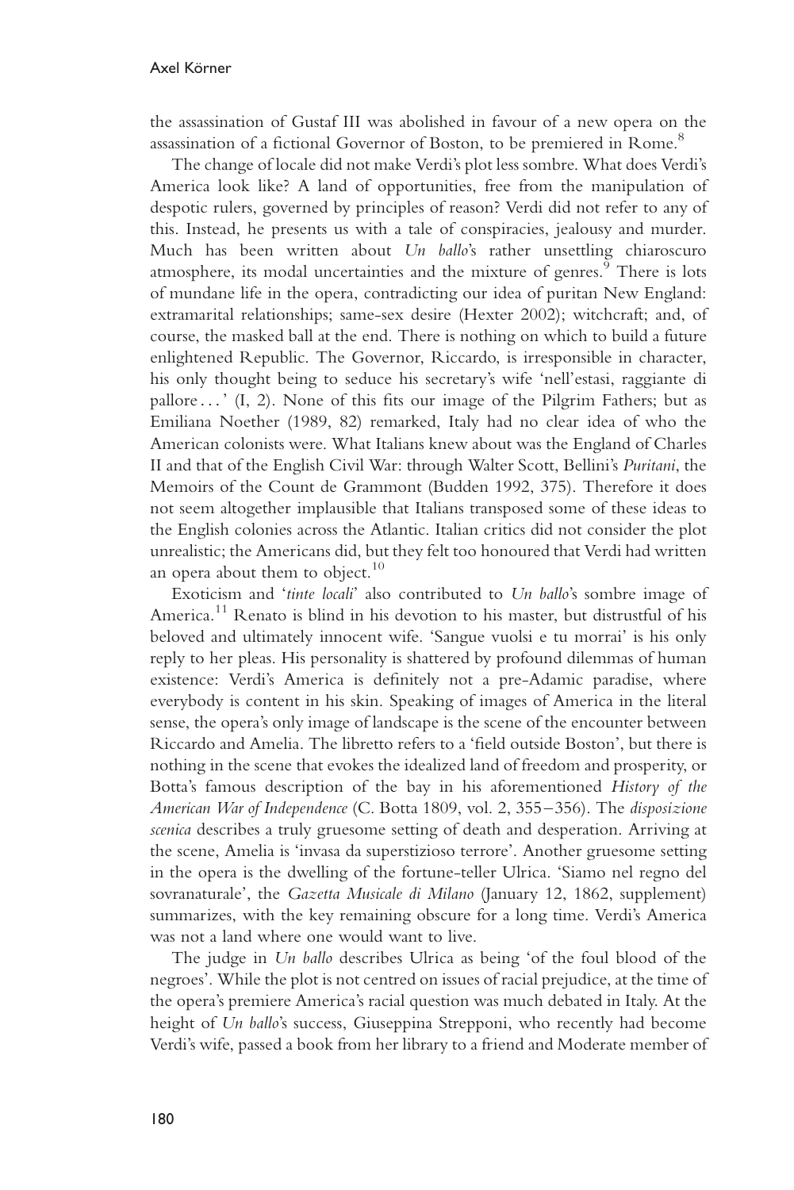the assassination of Gustaf III was abolished in favour of a new opera on the assassination of a fictional Governor of Boston, to be premiered in Rome.[8]

The change of locale did not make Verdi's plot less sombre. What does Verdi's America look like? A land of opportunities, free from the manipulation of despotic rulers, governed by principles of reason? Verdi did not refer to any of this. Instead, he presents us with a tale of conspiracies, jealousy and murder. Much has been written about *Un ballo*'s rather unsettling chiaroscuro atmosphere, its modal uncertainties and the mixture of genres.[9] There is lots of mundane life in the opera, contradicting our idea of puritan New England: extramarital relationships; same-sex desire (Hexter 2002); witchcraft; and, of course, the masked ball at the end. There is nothing on which to build a future enlightened Republic. The Governor, Riccardo, is irresponsible in character, his only thought being to seduce his secretary's wife 'nell'estasi, raggiante di pallore . . . ' (I, 2). None of this fits our image of the Pilgrim Fathers; but as Emiliana Noether (1989, 82) remarked, Italy had no clear idea of who the American colonists were. What Italians knew about was the England of Charles II and that of the English Civil War: through Walter Scott, Bellini's *Puritani*, the Memoirs of the Count de Grammont (Budden 1992, 375). Therefore it does not seem altogether implausible that Italians transposed some of these ideas to the English colonies across the Atlantic. Italian critics did not consider the plot unrealistic; the Americans did, but they felt too honoured that Verdi had written an opera about them to object.[10]

Exoticism and '*tinte locali*' also contributed to *Un ballo*'s sombre image of America.[11] Renato is blind in his devotion to his master, but distrustful of his beloved and ultimately innocent wife. 'Sangue vuolsi e tu morrai' is his only reply to her pleas. His personality is shattered by profound dilemmas of human existence: Verdi's America is definitely not a pre-Adamic paradise, where everybody is content in his skin. Speaking of images of America in the literal sense, the opera's only image of landscape is the scene of the encounter between Riccardo and Amelia. The libretto refers to a 'field outside Boston', but there is nothing in the scene that evokes the idealized land of freedom and prosperity, or Botta's famous description of the bay in his aforementioned *History of the American War of Independence* (C. Botta 1809, vol. 2, 355–356). The *disposizione scenica* describes a truly gruesome setting of death and desperation. Arriving at the scene, Amelia is 'invasa da superstizioso terrore'. Another gruesome setting in the opera is the dwelling of the fortune-teller Ulrica. 'Siamo nel regno del sovranaturale', the *Gazetta Musicale di Milano* (January 12, 1862, supplement) summarizes, with the key remaining obscure for a long time. Verdi's America was not a land where one would want to live.

The judge in *Un ballo* describes Ulrica as being 'of the foul blood of the negroes'. While the plot is not centred on issues of racial prejudice, at the time of the opera's premiere America's racial question was much debated in Italy. At the height of *Un ballo*'s success, Giuseppina Strepponi, who recently had become Verdi's wife, passed a book from her library to a friend and Moderate member of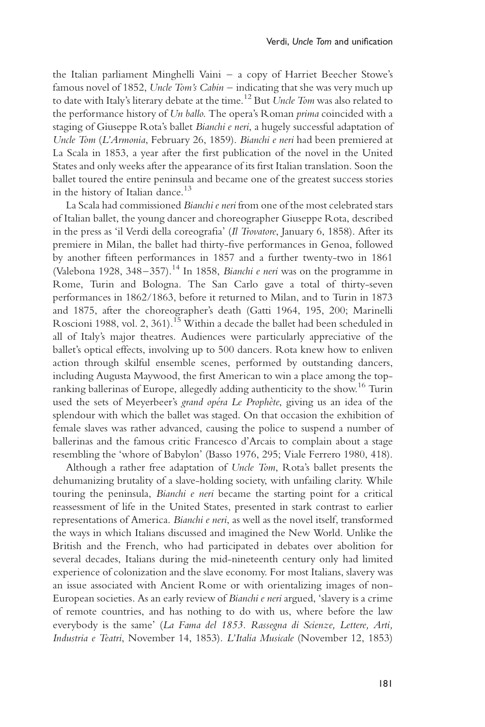the Italian parliament Minghelli Vaini – a copy of Harriet Beecher Stowe's famous novel of 1852, *Uncle Tom's Cabin* – indicating that she was very much up to date with Italy's literary debate at the time.[12] But *Uncle Tom* was also related to the performance history of *Un ballo*. The opera's Roman *prima* coincided with a staging of Giuseppe Rota's ballet *Bianchi e neri*, a hugely successful adaptation of *Uncle Tom* (*L'Armonia*, February 26, 1859). *Bianchi e neri* had been premiered at La Scala in 1853, a year after the first publication of the novel in the United States and only weeks after the appearance of its first Italian translation. Soon the ballet toured the entire peninsula and became one of the greatest success stories in the history of Italian dance.[13]

La Scala had commissioned *Bianchi e neri* from one of the most celebrated stars of Italian ballet, the young dancer and choreographer Giuseppe Rota, described in the press as 'il Verdi della coreografia' (*Il Trovatore*, January 6, 1858). After its premiere in Milan, the ballet had thirty-five performances in Genoa, followed by another fifteen performances in 1857 and a further twenty-two in 1861 (Valebona 1928, 348–357).[14] In 1858, *Bianchi e neri* was on the programme in Rome, Turin and Bologna. The San Carlo gave a total of thirty-seven performances in 1862/1863, before it returned to Milan, and to Turin in 1873 and 1875, after the choreographer's death (Gatti 1964, 195, 200; Marinelli Roscioni 1988, vol. 2, 361).[15] Within a decade the ballet had been scheduled in all of Italy's major theatres. Audiences were particularly appreciative of the ballet's optical effects, involving up to 500 dancers. Rota knew how to enliven action through skilful ensemble scenes, performed by outstanding dancers, including Augusta Maywood, the first American to win a place among the top-ranking ballerinas of Europe, allegedly adding authenticity to the show.[16] Turin used the sets of Meyerbeer's *grand opéra Le Prophète*, giving us an idea of the splendour with which the ballet was staged. On that occasion the exhibition of female slaves was rather advanced, causing the police to suspend a number of ballerinas and the famous critic Francesco d'Arcais to complain about a stage resembling the 'whore of Babylon' (Basso 1976, 295; Viale Ferrero 1980, 418).

Although a rather free adaptation of *Uncle Tom*, Rota's ballet presents the dehumanizing brutality of a slave-holding society, with unfailing clarity. While touring the peninsula, *Bianchi e neri* became the starting point for a critical reassessment of life in the United States, presented in stark contrast to earlier representations of America. *Bianchi e neri*, as well as the novel itself, transformed the ways in which Italians discussed and imagined the New World. Unlike the British and the French, who had participated in debates over abolition for several decades, Italians during the mid-nineteenth century only had limited experience of colonization and the slave economy. For most Italians, slavery was an issue associated with Ancient Rome or with orientalizing images of non-European societies. As an early review of *Bianchi e neri* argued, 'slavery is a crime of remote countries, and has nothing to do with us, where before the law everybody is the same' (*La Fama del 1853. Rassegna di Scienze, Lettere, Arti, Industria e Teatri*, November 14, 1853). *L'Italia Musicale* (November 12, 1853)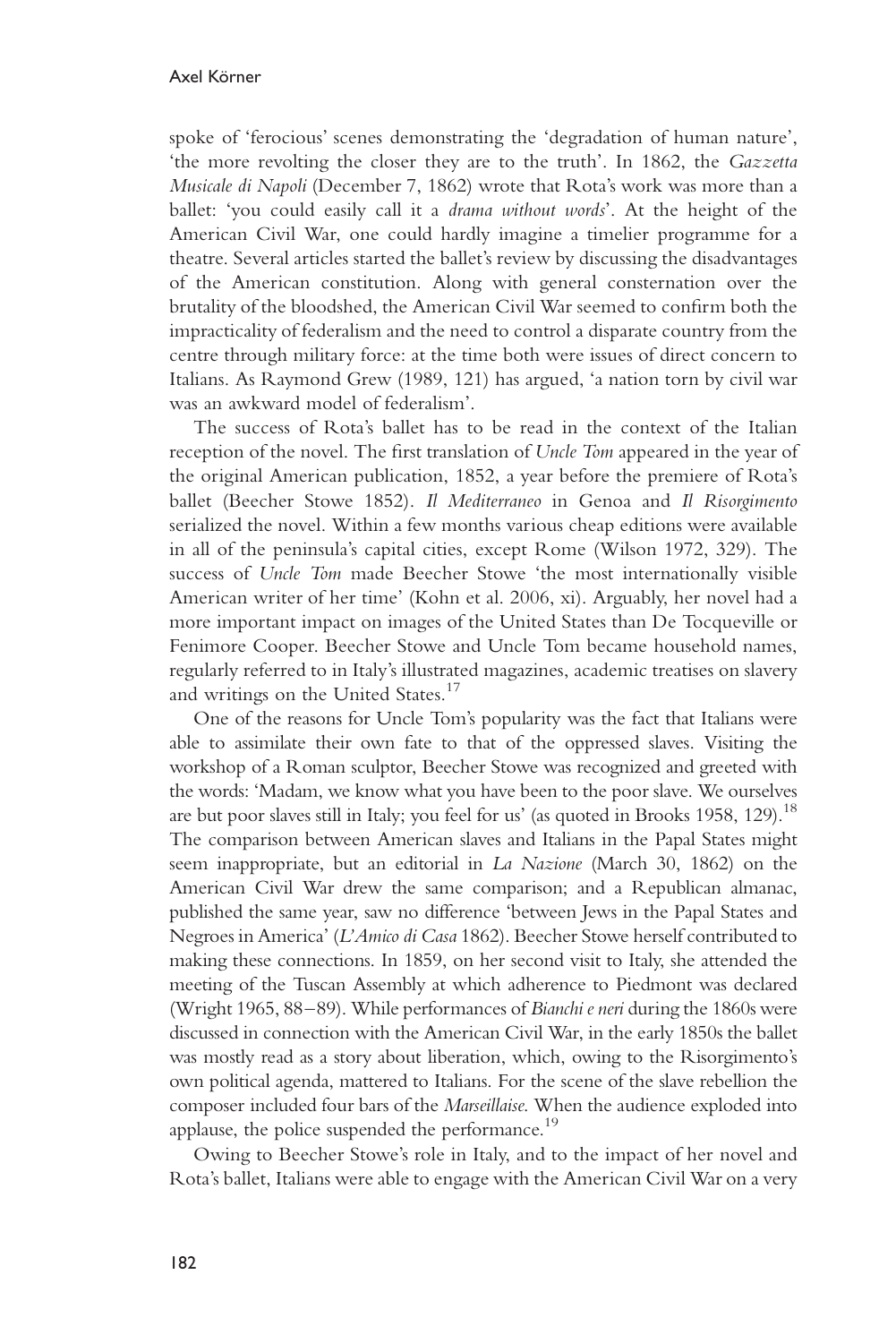spoke of 'ferocious' scenes demonstrating the 'degradation of human nature', 'the more revolting the closer they are to the truth'. In 1862, the *Gazzetta Musicale di Napoli* (December 7, 1862) wrote that Rota's work was more than a ballet: 'you could easily call it a *drama without words*'. At the height of the American Civil War, one could hardly imagine a timelier programme for a theatre. Several articles started the ballet's review by discussing the disadvantages of the American constitution. Along with general consternation over the brutality of the bloodshed, the American Civil War seemed to confirm both the impracticality of federalism and the need to control a disparate country from the centre through military force: at the time both were issues of direct concern to Italians. As Raymond Grew (1989, 121) has argued, 'a nation torn by civil war was an awkward model of federalism'.

The success of Rota's ballet has to be read in the context of the Italian reception of the novel. The first translation of *Uncle Tom* appeared in the year of the original American publication, 1852, a year before the premiere of Rota's ballet (Beecher Stowe 1852). *Il Mediterraneo* in Genoa and *Il Risorgimento* serialized the novel. Within a few months various cheap editions were available in all of the peninsula's capital cities, except Rome (Wilson 1972, 329). The success of *Uncle Tom* made Beecher Stowe 'the most internationally visible American writer of her time' (Kohn et al. 2006, xi). Arguably, her novel had a more important impact on images of the United States than De Tocqueville or Fenimore Cooper. Beecher Stowe and Uncle Tom became household names, regularly referred to in Italy's illustrated magazines, academic treatises on slavery and writings on the United States.[17]

One of the reasons for Uncle Tom's popularity was the fact that Italians were able to assimilate their own fate to that of the oppressed slaves. Visiting the workshop of a Roman sculptor, Beecher Stowe was recognized and greeted with the words: 'Madam, we know what you have been to the poor slave. We ourselves are but poor slaves still in Italy; you feel for us' (as quoted in Brooks 1958, 129).[18] The comparison between American slaves and Italians in the Papal States might seem inappropriate, but an editorial in *La Nazione* (March 30, 1862) on the American Civil War drew the same comparison; and a Republican almanac, published the same year, saw no difference 'between Jews in the Papal States and Negroes in America' (*L'Amico di Casa* 1862). Beecher Stowe herself contributed to making these connections. In 1859, on her second visit to Italy, she attended the meeting of the Tuscan Assembly at which adherence to Piedmont was declared (Wright 1965, 88–89). While performances of *Bianchi e neri* during the 1860s were discussed in connection with the American Civil War, in the early 1850s the ballet was mostly read as a story about liberation, which, owing to the Risorgimento's own political agenda, mattered to Italians. For the scene of the slave rebellion the composer included four bars of the *Marseillaise*. When the audience exploded into applause, the police suspended the performance.[19]

Owing to Beecher Stowe's role in Italy, and to the impact of her novel and Rota's ballet, Italians were able to engage with the American Civil War on a very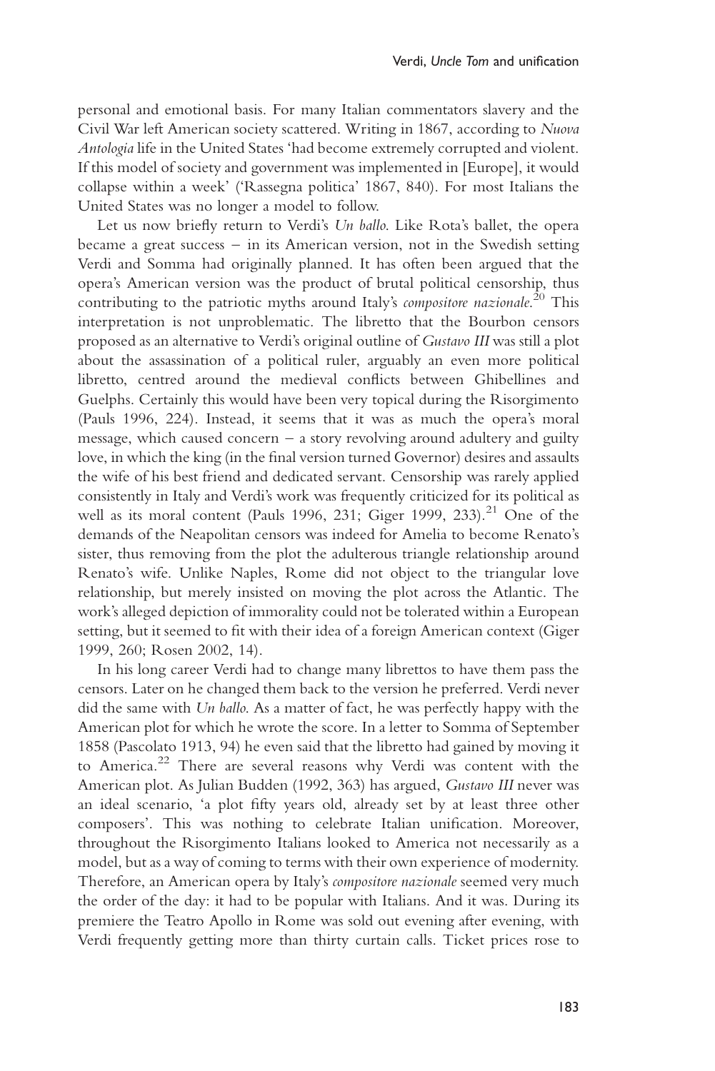personal and emotional basis. For many Italian commentators slavery and the Civil War left American society scattered. Writing in 1867, according to *Nuova Antologia* life in the United States 'had become extremely corrupted and violent. If this model of society and government was implemented in [Europe], it would collapse within a week' ('Rassegna politica' 1867, 840). For most Italians the United States was no longer a model to follow.

Let us now briefly return to Verdi's *Un ballo*. Like Rota's ballet, the opera became a great success – in its American version, not in the Swedish setting Verdi and Somma had originally planned. It has often been argued that the opera's American version was the product of brutal political censorship, thus contributing to the patriotic myths around Italy's *compositore nazionale*.[20] This interpretation is not unproblematic. The libretto that the Bourbon censors proposed as an alternative to Verdi's original outline of *Gustavo III* was still a plot about the assassination of a political ruler, arguably an even more political libretto, centred around the medieval conflicts between Ghibellines and Guelphs. Certainly this would have been very topical during the Risorgimento (Pauls 1996, 224). Instead, it seems that it was as much the opera's moral message, which caused concern – a story revolving around adultery and guilty love, in which the king (in the final version turned Governor) desires and assaults the wife of his best friend and dedicated servant. Censorship was rarely applied consistently in Italy and Verdi's work was frequently criticized for its political as well as its moral content (Pauls 1996, 231; Giger 1999, 233).[21] One of the demands of the Neapolitan censors was indeed for Amelia to become Renato's sister, thus removing from the plot the adulterous triangle relationship around Renato's wife. Unlike Naples, Rome did not object to the triangular love relationship, but merely insisted on moving the plot across the Atlantic. The work's alleged depiction of immorality could not be tolerated within a European setting, but it seemed to fit with their idea of a foreign American context (Giger 1999, 260; Rosen 2002, 14).

In his long career Verdi had to change many librettos to have them pass the censors. Later on he changed them back to the version he preferred. Verdi never did the same with *Un ballo*. As a matter of fact, he was perfectly happy with the American plot for which he wrote the score. In a letter to Somma of September 1858 (Pascolato 1913, 94) he even said that the libretto had gained by moving it to America.[22] There are several reasons why Verdi was content with the American plot. As Julian Budden (1992, 363) has argued, *Gustavo III* never was an ideal scenario, 'a plot fifty years old, already set by at least three other composers'. This was nothing to celebrate Italian unification. Moreover, throughout the Risorgimento Italians looked to America not necessarily as a model, but as a way of coming to terms with their own experience of modernity. Therefore, an American opera by Italy's *compositore nazionale* seemed very much the order of the day: it had to be popular with Italians. And it was. During its premiere the Teatro Apollo in Rome was sold out evening after evening, with Verdi frequently getting more than thirty curtain calls. Ticket prices rose to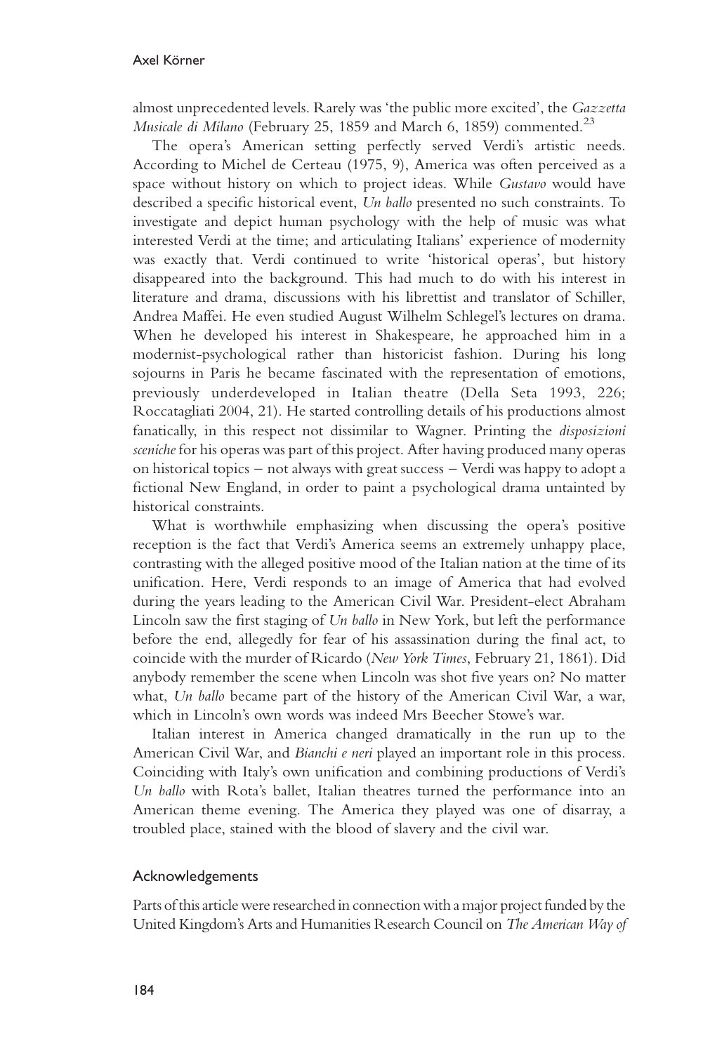almost unprecedented levels. Rarely was 'the public more excited', the *Gazzetta Musicale di Milano* (February 25, 1859 and March 6, 1859) commented.[23]

The opera's American setting perfectly served Verdi's artistic needs. According to Michel de Certeau (1975, 9), America was often perceived as a space without history on which to project ideas. While *Gustavo* would have described a specific historical event, *Un ballo* presented no such constraints. To investigate and depict human psychology with the help of music was what interested Verdi at the time; and articulating Italians' experience of modernity was exactly that. Verdi continued to write 'historical operas', but history disappeared into the background. This had much to do with his interest in literature and drama, discussions with his librettist and translator of Schiller, Andrea Maffei. He even studied August Wilhelm Schlegel's lectures on drama. When he developed his interest in Shakespeare, he approached him in a modernist-psychological rather than historicist fashion. During his long sojourns in Paris he became fascinated with the representation of emotions, previously underdeveloped in Italian theatre (Della Seta 1993, 226; Roccatagliati 2004, 21). He started controlling details of his productions almost fanatically, in this respect not dissimilar to Wagner. Printing the *disposizioni sceniche* for his operas was part of this project. After having produced many operas on historical topics – not always with great success – Verdi was happy to adopt a fictional New England, in order to paint a psychological drama untainted by historical constraints.

What is worthwhile emphasizing when discussing the opera's positive reception is the fact that Verdi's America seems an extremely unhappy place, contrasting with the alleged positive mood of the Italian nation at the time of its unification. Here, Verdi responds to an image of America that had evolved during the years leading to the American Civil War. President-elect Abraham Lincoln saw the first staging of *Un ballo* in New York, but left the performance before the end, allegedly for fear of his assassination during the final act, to coincide with the murder of Ricardo (*New York Times*, February 21, 1861). Did anybody remember the scene when Lincoln was shot five years on? No matter what, *Un ballo* became part of the history of the American Civil War, a war, which in Lincoln's own words was indeed Mrs Beecher Stowe's war.

Italian interest in America changed dramatically in the run up to the American Civil War, and *Bianchi e neri* played an important role in this process. Coinciding with Italy's own unification and combining productions of Verdi's *Un ballo* with Rota's ballet, Italian theatres turned the performance into an American theme evening. The America they played was one of disarray, a troubled place, stained with the blood of slavery and the civil war.

## Acknowledgements

Parts of this article were researched in connection with a major project funded by the United Kingdom's Arts and Humanities Research Council on *The American Way of*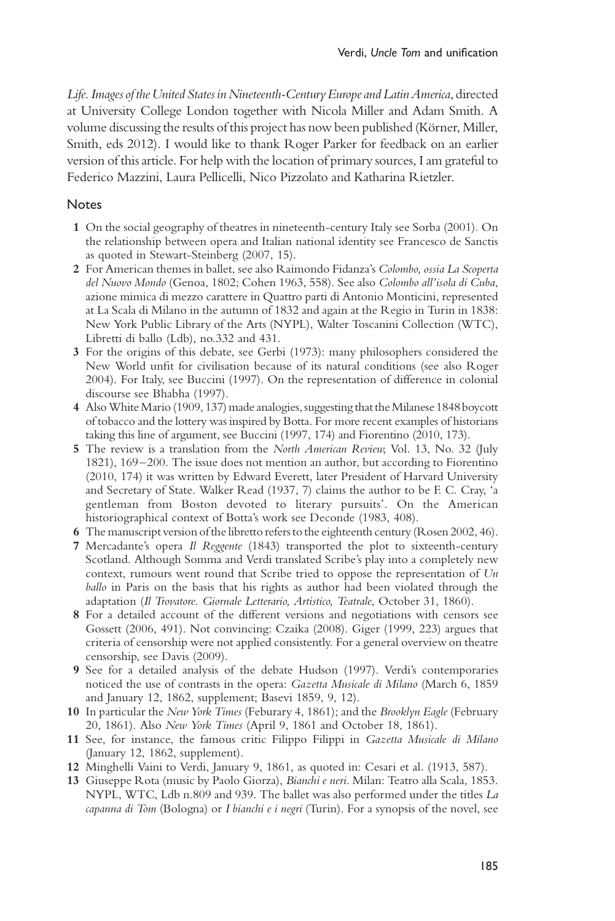*Life. Images of the United States in Nineteenth-Century Europe and Latin America*, directed at University College London together with Nicola Miller and Adam Smith. A volume discussing the results of this project has now been published (Körner, Miller, Smith, eds 2012). I would like to thank Roger Parker for feedback on an earlier version of this article. For help with the location of primary sources, I am grateful to Federico Mazzini, Laura Pellicelli, Nico Pizzolato and Katharina Rietzler.

## Notes

1. On the social geography of theatres in nineteenth-century Italy see Sorba (2001). On the relationship between opera and Italian national identity see Francesco de Sanctis as quoted in Stewart-Steinberg (2007, 15).
2. For American themes in ballet, see also Raimondo Fidanza's *Colombo, ossia La Scoperta del Nuovo Mondo* (Genoa, 1802; Cohen 1963, 558). See also *Colombo all'isola di Cuba*, azione mimica di mezzo carattere in Quattro parti di Antonio Monticini, represented at La Scala di Milano in the autumn of 1832 and again at the Regio in Turin in 1838: New York Public Library of the Arts (NYPL), Walter Toscanini Collection (WTC), Libretti di ballo (Ldb), no.332 and 431.
3. For the origins of this debate, see Gerbi (1973): many philosophers considered the New World unfit for civilisation because of its natural conditions (see also Roger 2004). For Italy, see Buccini (1997). On the representation of difference in colonial discourse see Bhabha (1997).
4. Also White Mario (1909, 137) made analogies, suggesting that the Milanese 1848 boycott of tobacco and the lottery was inspired by Botta. For more recent examples of historians taking this line of argument, see Buccini (1997, 174) and Fiorentino (2010, 173).
5. The review is a translation from the *North American Review*, Vol. 13, No. 32 (July 1821), 169–200. The issue does not mention an author, but according to Fiorentino (2010, 174) it was written by Edward Everett, later President of Harvard University and Secretary of State. Walker Read (1937, 7) claims the author to be F. C. Cray, 'a gentleman from Boston devoted to literary pursuits'. On the American historiographical context of Botta's work see Deconde (1983, 408).
6. The manuscript version of the libretto refers to the eighteenth century (Rosen 2002, 46).
7. Mercadante's opera *Il Reggente* (1843) transported the plot to sixteenth-century Scotland. Although Somma and Verdi translated Scribe's play into a completely new context, rumours went round that Scribe tried to oppose the representation of *Un ballo* in Paris on the basis that his rights as author had been violated through the adaptation (*Il Trovatore. Giornale Letterario, Artistico, Teatrale*, October 31, 1860).
8. For a detailed account of the different versions and negotiations with censors see Gossett (2006, 491). Not convincing: Czaika (2008). Giger (1999, 223) argues that criteria of censorship were not applied consistently. For a general overview on theatre censorship, see Davis (2009).
9. See for a detailed analysis of the debate Hudson (1997). Verdi's contemporaries noticed the use of contrasts in the opera: *Gazetta Musicale di Milano* (March 6, 1859 and January 12, 1862, supplement; Basevi 1859, 9, 12).
10. In particular the *New York Times* (Feburary 4, 1861); and the *Brooklyn Eagle* (February 20, 1861). Also *New York Times* (April 9, 1861 and October 18, 1861).
11. See, for instance, the famous critic Filippo Filippi in *Gazetta Musicale di Milano* (January 12, 1862, supplement).
12. Minghelli Vaini to Verdi, January 9, 1861, as quoted in: Cesari et al. (1913, 587).
13. Giuseppe Rota (music by Paolo Giorza), *Bianchi e neri*. Milan: Teatro alla Scala, 1853. NYPL, WTC, Ldb n.809 and 939. The ballet was also performed under the titles *La capanna di Tom* (Bologna) or *I bianchi e i negri* (Turin). For a synopsis of the novel, see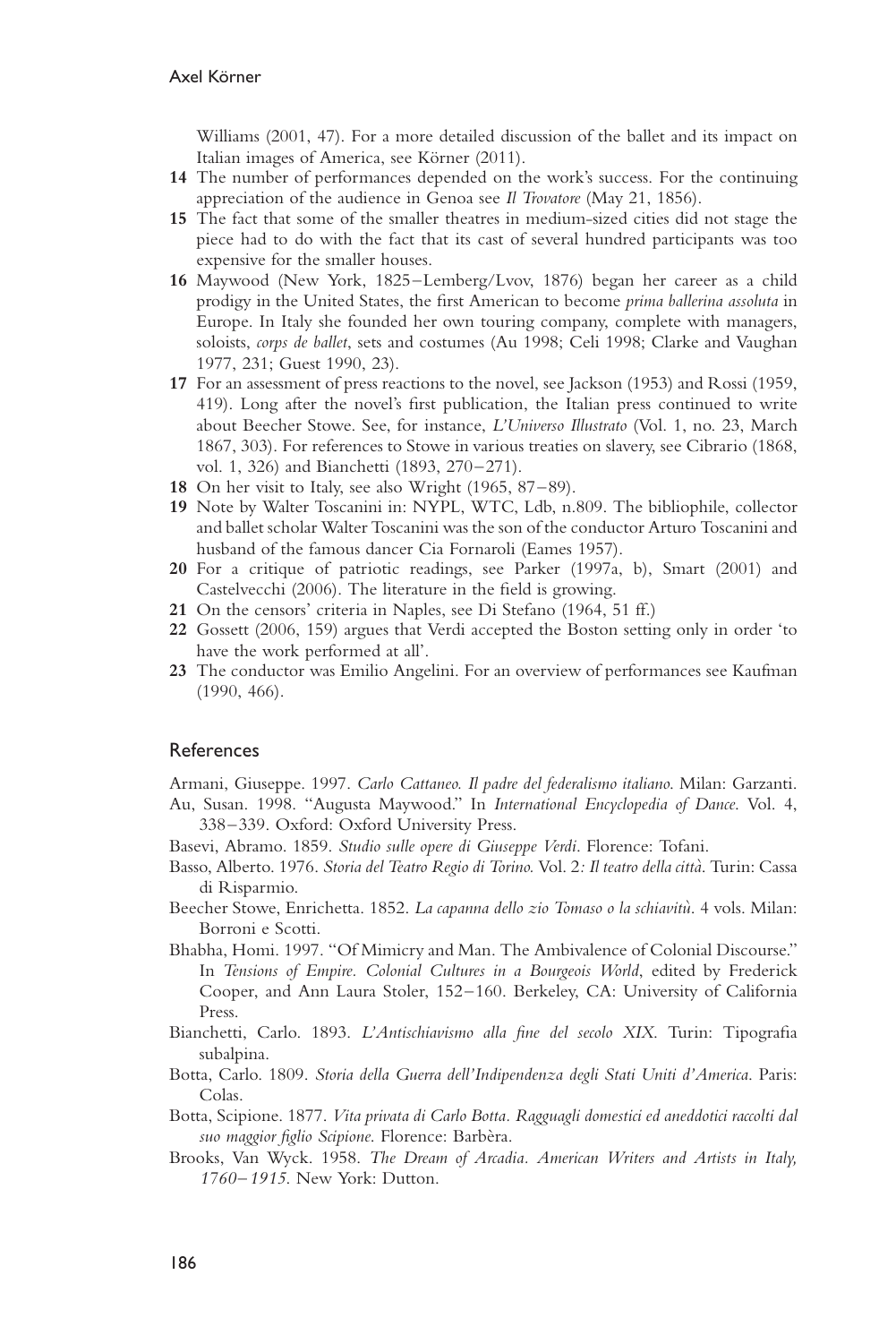Williams (2001, 47). For a more detailed discussion of the ballet and its impact on Italian images of America, see Körner (2011).

**14** The number of performances depended on the work's success. For the continuing appreciation of the audience in Genoa see *Il Trovatore* (May 21, 1856).

**15** The fact that some of the smaller theatres in medium-sized cities did not stage the piece had to do with the fact that its cast of several hundred participants was too expensive for the smaller houses.

**16** Maywood (New York, 1825–Lemberg/Lvov, 1876) began her career as a child prodigy in the United States, the first American to become *prima ballerina assoluta* in Europe. In Italy she founded her own touring company, complete with managers, soloists, *corps de ballet*, sets and costumes (Au 1998; Celi 1998; Clarke and Vaughan 1977, 231; Guest 1990, 23).

**17** For an assessment of press reactions to the novel, see Jackson (1953) and Rossi (1959, 419). Long after the novel's first publication, the Italian press continued to write about Beecher Stowe. See, for instance, *L'Universo Illustrato* (Vol. 1, no. 23, March 1867, 303). For references to Stowe in various treaties on slavery, see Cibrario (1868, vol. 1, 326) and Bianchetti (1893, 270–271).

**18** On her visit to Italy, see also Wright (1965, 87–89).

**19** Note by Walter Toscanini in: NYPL, WTC, Ldb, n.809. The bibliophile, collector and ballet scholar Walter Toscanini was the son of the conductor Arturo Toscanini and husband of the famous dancer Cia Fornaroli (Eames 1957).

**20** For a critique of patriotic readings, see Parker (1997a, b), Smart (2001) and Castelvecchi (2006). The literature in the field is growing.

**21** On the censors' criteria in Naples, see Di Stefano (1964, 51 ff.)

**22** Gossett (2006, 159) argues that Verdi accepted the Boston setting only in order 'to have the work performed at all'.

**23** The conductor was Emilio Angelini. For an overview of performances see Kaufman (1990, 466).

## References

Armani, Giuseppe. 1997. *Carlo Cattaneo. Il padre del federalismo italiano*. Milan: Garzanti.

Au, Susan. 1998. "Augusta Maywood." In *International Encyclopedia of Dance*. Vol. 4, 338–339. Oxford: Oxford University Press.

Basevi, Abramo. 1859. *Studio sulle opere di Giuseppe Verdi*. Florence: Tofani.

Basso, Alberto. 1976. *Storia del Teatro Regio di Torino*. Vol. 2*: Il teatro della città*. Turin: Cassa di Risparmio.

Beecher Stowe, Enrichetta. 1852. *La capanna dello zio Tomaso o la schiavitù*. 4 vols. Milan: Borroni e Scotti.

Bhabha, Homi. 1997. "Of Mimicry and Man. The Ambivalence of Colonial Discourse." In *Tensions of Empire. Colonial Cultures in a Bourgeois World*, edited by Frederick Cooper, and Ann Laura Stoler, 152–160. Berkeley, CA: University of California Press.

Bianchetti, Carlo. 1893. *L'Antischiavismo alla fine del secolo XIX*. Turin: Tipografia subalpina.

Botta, Carlo. 1809. *Storia della Guerra dell'Indipendenza degli Stati Uniti d'America*. Paris: Colas.

Botta, Scipione. 1877. *Vita privata di Carlo Botta. Ragguagli domestici ed aneddotici raccolti dal suo maggior figlio Scipione*. Florence: Barbèra.

Brooks, Van Wyck. 1958. *The Dream of Arcadia. American Writers and Artists in Italy, 1760–1915*. New York: Dutton.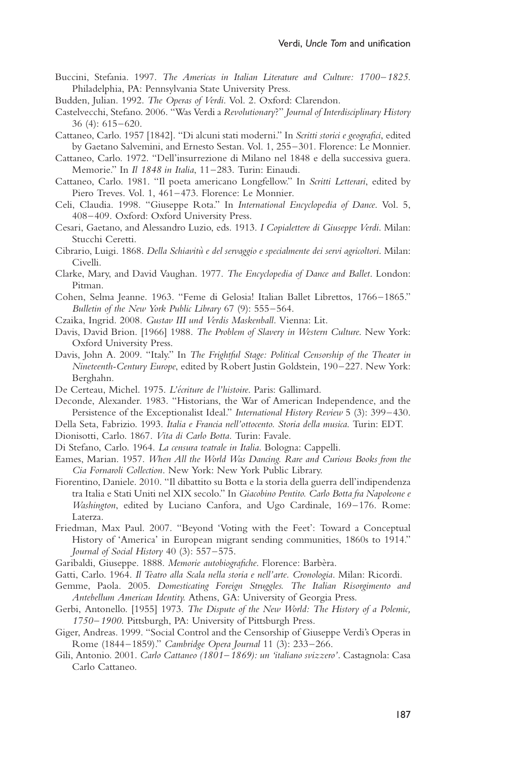Buccini, Stefania. 1997. *The Americas in Italian Literature and Culture: 1700–1825*. Philadelphia, PA: Pennsylvania State University Press.

Budden, Julian. 1992. *The Operas of Verdi*. Vol. 2. Oxford: Clarendon.

Castelvecchi, Stefano. 2006. "Was Verdi a *Revolutionary*?" *Journal of Interdisciplinary History* 36 (4): 615–620.

Cattaneo, Carlo. 1957 [1842]. "Di alcuni stati moderni." In *Scritti storici e geografici*, edited by Gaetano Salvemini, and Ernesto Sestan. Vol. 1, 255–301. Florence: Le Monnier.

Cattaneo, Carlo. 1972. "Dell'insurrezione di Milano nel 1848 e della successiva guera. Memorie." In *Il 1848 in Italia*, 11–283. Turin: Einaudi.

Cattaneo, Carlo. 1981. "Il poeta americano Longfellow." In *Scritti Letterari*, edited by Piero Treves. Vol. 1, 461–473. Florence: Le Monnier.

Celi, Claudia. 1998. "Giuseppe Rota." In *International Encyclopedia of Dance*. Vol. 5, 408–409. Oxford: Oxford University Press.

Cesari, Gaetano, and Alessandro Luzio, eds. 1913. *I Copialettere di Giuseppe Verdi*. Milan: Stucchi Ceretti.

Cibrario, Luigi. 1868. *Della Schiavitù e del servaggio e specialmente dei servi agricoltori*. Milan: Civelli.

Clarke, Mary, and David Vaughan. 1977. *The Encyclopedia of Dance and Ballet*. London: Pitman.

Cohen, Selma Jeanne. 1963. "Feme di Gelosia! Italian Ballet Librettos, 1766–1865." *Bulletin of the New York Public Library* 67 (9): 555–564.

Czaika, Ingrid. 2008. *Gustav III und Verdis Maskenball*. Vienna: Lit.

Davis, David Brion. [1966] 1988. *The Problem of Slavery in Western Culture*. New York: Oxford University Press.

Davis, John A. 2009. "Italy." In *The Frightful Stage: Political Censorship of the Theater in Nineteenth-Century Europe*, edited by Robert Justin Goldstein, 190–227. New York: Berghahn.

De Certeau, Michel. 1975. *L'écriture de l'histoire*. Paris: Gallimard.

Deconde, Alexander. 1983. "Historians, the War of American Independence, and the Persistence of the Exceptionalist Ideal." *International History Review* 5 (3): 399–430.

Della Seta, Fabrizio. 1993. *Italia e Francia nell'ottocento. Storia della musica*. Turin: EDT.

Dionisotti, Carlo. 1867. *Vita di Carlo Botta*. Turin: Favale.

Di Stefano, Carlo. 1964. *La censura teatrale in Italia*. Bologna: Cappelli.

Eames, Marian. 1957. *When All the World Was Dancing. Rare and Curious Books from the Cia Fornaroli Collection*. New York: New York Public Library.

Fiorentino, Daniele. 2010. "Il dibattito su Botta e la storia della guerra dell'indipendenza tra Italia e Stati Uniti nel XIX secolo." In *Giacobino Pentito. Carlo Botta fra Napoleone e Washington*, edited by Luciano Canfora, and Ugo Cardinale, 169–176. Rome: Laterza.

Friedman, Max Paul. 2007. "Beyond 'Voting with the Feet': Toward a Conceptual History of 'America' in European migrant sending communities, 1860s to 1914." *Journal of Social History* 40 (3): 557–575.

Garibaldi, Giuseppe. 1888. *Memorie autobiografiche*. Florence: Barbèra.

Gatti, Carlo. 1964. *Il Teatro alla Scala nella storia e nell'arte. Cronologia*. Milan: Ricordi.

Gemme, Paola. 2005. *Domesticating Foreign Struggles. The Italian Risorgimento and Antebellum American Identity*. Athens, GA: University of Georgia Press.

Gerbi, Antonello. [1955] 1973. *The Dispute of the New World: The History of a Polemic, 1750–1900*. Pittsburgh, PA: University of Pittsburgh Press.

Giger, Andreas. 1999. "Social Control and the Censorship of Giuseppe Verdi's Operas in Rome (1844–1859)." *Cambridge Opera Journal* 11 (3): 233–266.

Gili, Antonio. 2001. *Carlo Cattaneo (1801–1869): un 'italiano svizzero'*. Castagnola: Casa Carlo Cattaneo.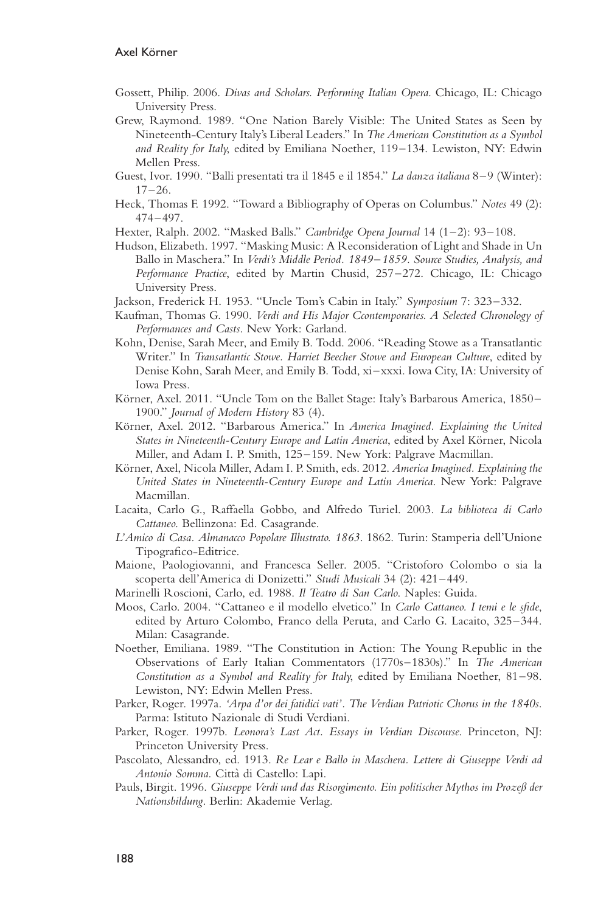Gossett, Philip. 2006. *Divas and Scholars. Performing Italian Opera*. Chicago, IL: Chicago University Press.

Grew, Raymond. 1989. "One Nation Barely Visible: The United States as Seen by Nineteenth-Century Italy's Liberal Leaders." In *The American Constitution as a Symbol and Reality for Italy,* edited by Emiliana Noether, 119–134. Lewiston, NY: Edwin Mellen Press.

Guest, Ivor. 1990. "Balli presentati tra il 1845 e il 1854." *La danza italiana* 8–9 (Winter): 17–26.

Heck, Thomas F. 1992. "Toward a Bibliography of Operas on Columbus." *Notes* 49 (2): 474–497.

Hexter, Ralph. 2002. "Masked Balls." *Cambridge Opera Journal* 14 (1–2): 93–108.

Hudson, Elizabeth. 1997. "Masking Music: A Reconsideration of Light and Shade in Un Ballo in Maschera." In *Verdi's Middle Period. 1849–1859. Source Studies, Analysis, and Performance Practice*, edited by Martin Chusid, 257–272. Chicago, IL: Chicago University Press.

Jackson, Frederick H. 1953. "Uncle Tom's Cabin in Italy." *Symposium* 7: 323–332.

Kaufman, Thomas G. 1990. *Verdi and His Major Ccontemporaries. A Selected Chronology of Performances and Casts*. New York: Garland.

Kohn, Denise, Sarah Meer, and Emily B. Todd. 2006. "Reading Stowe as a Transatlantic Writer." In *Transatlantic Stowe. Harriet Beecher Stowe and European Culture*, edited by Denise Kohn, Sarah Meer, and Emily B. Todd, xi–xxxi. Iowa City, IA: University of Iowa Press.

Körner, Axel. 2011. "Uncle Tom on the Ballet Stage: Italy's Barbarous America, 1850–1900." *Journal of Modern History* 83 (4).

Körner, Axel. 2012. "Barbarous America." In *America Imagined. Explaining the United States in Nineteenth-Century Europe and Latin America*, edited by Axel Körner, Nicola Miller, and Adam I. P. Smith, 125–159. New York: Palgrave Macmillan.

Körner, Axel, Nicola Miller, Adam I. P. Smith, eds. 2012. *America Imagined. Explaining the United States in Nineteenth-Century Europe and Latin America*. New York: Palgrave Macmillan.

Lacaita, Carlo G., Raffaella Gobbo, and Alfredo Turiel. 2003. *La biblioteca di Carlo Cattaneo*. Bellinzona: Ed. Casagrande.

*L'Amico di Casa. Almanacco Popolare Illustrato. 1863*. 1862. Turin: Stamperia dell'Unione Tipografico-Editrice.

Maione, Paologiovanni, and Francesca Seller. 2005. "Cristoforo Colombo o sia la scoperta dell'America di Donizetti." *Studi Musicali* 34 (2): 421–449.

Marinelli Roscioni, Carlo, ed. 1988. *Il Teatro di San Carlo*. Naples: Guida.

Moos, Carlo. 2004. "Cattaneo e il modello elvetico." In *Carlo Cattaneo. I temi e le sfide*, edited by Arturo Colombo, Franco della Peruta, and Carlo G. Lacaito, 325–344. Milan: Casagrande.

Noether, Emiliana. 1989. "The Constitution in Action: The Young Republic in the Observations of Early Italian Commentators (1770s–1830s)." In *The American Constitution as a Symbol and Reality for Italy,* edited by Emiliana Noether, 81–98. Lewiston, NY: Edwin Mellen Press.

Parker, Roger. 1997a. *'Arpa d'or dei fatidici vati'. The Verdian Patriotic Chorus in the 1840s*. Parma: Istituto Nazionale di Studi Verdiani.

Parker, Roger. 1997b. *Leonora's Last Act. Essays in Verdian Discourse*. Princeton, NJ: Princeton University Press.

Pascolato, Alessandro, ed. 1913. *Re Lear e Ballo in Maschera. Lettere di Giuseppe Verdi ad Antonio Somma*. Città di Castello: Lapi.

Pauls, Birgit. 1996. *Giuseppe Verdi und das Risorgimento. Ein politischer Mythos im Prozeß der Nationsbildung*. Berlin: Akademie Verlag.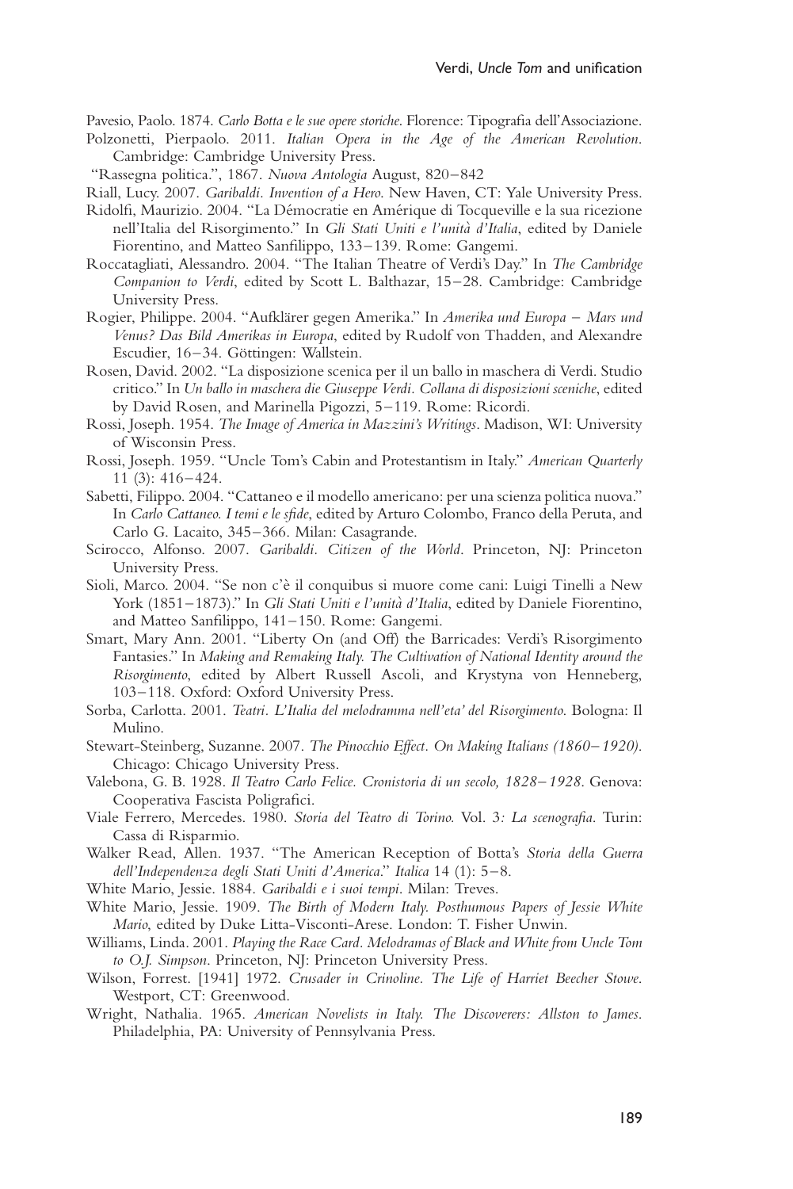Pavesio, Paolo. 1874. *Carlo Botta e le sue opere storiche*. Florence: Tipografia dell'Associazione.

Polzonetti, Pierpaolo. 2011. *Italian Opera in the Age of the American Revolution*. Cambridge: Cambridge University Press.

"Rassegna politica.", 1867. *Nuova Antologia* August, 820–842

Riall, Lucy. 2007. *Garibaldi. Invention of a Hero*. New Haven, CT: Yale University Press.

Ridolfi, Maurizio. 2004. "La Démocratie en Amérique di Tocqueville e la sua ricezione nell'Italia del Risorgimento." In *Gli Stati Uniti e l'unità d'Italia*, edited by Daniele Fiorentino, and Matteo Sanfilippo, 133–139. Rome: Gangemi.

Roccatagliati, Alessandro. 2004. "The Italian Theatre of Verdi's Day." In *The Cambridge Companion to Verdi*, edited by Scott L. Balthazar, 15–28. Cambridge: Cambridge University Press.

Rogier, Philippe. 2004. "Aufklärer gegen Amerika." In *Amerika und Europa – Mars und Venus? Das Bild Amerikas in Europa*, edited by Rudolf von Thadden, and Alexandre Escudier, 16–34. Göttingen: Wallstein.

Rosen, David. 2002. "La disposizione scenica per il un ballo in maschera di Verdi. Studio critico." In *Un ballo in maschera die Giuseppe Verdi. Collana di disposizioni sceniche*, edited by David Rosen, and Marinella Pigozzi, 5–119. Rome: Ricordi.

Rossi, Joseph. 1954. *The Image of America in Mazzini's Writings*. Madison, WI: University of Wisconsin Press.

Rossi, Joseph. 1959. "Uncle Tom's Cabin and Protestantism in Italy." *American Quarterly* 11 (3): 416–424.

Sabetti, Filippo. 2004. "Cattaneo e il modello americano: per una scienza politica nuova." In *Carlo Cattaneo. I temi e le sfide*, edited by Arturo Colombo, Franco della Peruta, and Carlo G. Lacaito, 345–366. Milan: Casagrande.

Scirocco, Alfonso. 2007. *Garibaldi. Citizen of the World*. Princeton, NJ: Princeton University Press.

Sioli, Marco. 2004. "Se non c'è il conquibus si muore come cani: Luigi Tinelli a New York (1851–1873)." In *Gli Stati Uniti e l'unità d'Italia*, edited by Daniele Fiorentino, and Matteo Sanfilippo, 141–150. Rome: Gangemi.

Smart, Mary Ann. 2001. "Liberty On (and Off) the Barricades: Verdi's Risorgimento Fantasies." In *Making and Remaking Italy. The Cultivation of National Identity around the Risorgimento*, edited by Albert Russell Ascoli, and Krystyna von Henneberg, 103–118. Oxford: Oxford University Press.

Sorba, Carlotta. 2001. *Teatri. L'Italia del melodramma nell'eta' del Risorgimento*. Bologna: Il Mulino.

Stewart-Steinberg, Suzanne. 2007. *The Pinocchio Effect. On Making Italians (1860–1920)*. Chicago: Chicago University Press.

Valebona, G. B. 1928. *Il Teatro Carlo Felice. Cronistoria di un secolo, 1828–1928*. Genova: Cooperativa Fascista Poligrafici.

Viale Ferrero, Mercedes. 1980. *Storia del Teatro di Torino.* Vol. 3*: La scenografia*. Turin: Cassa di Risparmio.

Walker Read, Allen. 1937. "The American Reception of Botta's *Storia della Guerra dell'Independenza degli Stati Uniti d'America*." *Italica* 14 (1): 5–8.

White Mario, Jessie. 1884. *Garibaldi e i suoi tempi*. Milan: Treves.

White Mario, Jessie. 1909. *The Birth of Modern Italy. Posthumous Papers of Jessie White Mario*, edited by Duke Litta-Visconti-Arese. London: T. Fisher Unwin.

Williams, Linda. 2001. *Playing the Race Card. Melodramas of Black and White from Uncle Tom to O.J. Simpson*. Princeton, NJ: Princeton University Press.

Wilson, Forrest. [1941] 1972. *Crusader in Crinoline. The Life of Harriet Beecher Stowe*. Westport, CT: Greenwood.

Wright, Nathalia. 1965. *American Novelists in Italy. The Discoverers: Allston to James*. Philadelphia, PA: University of Pennsylvania Press.